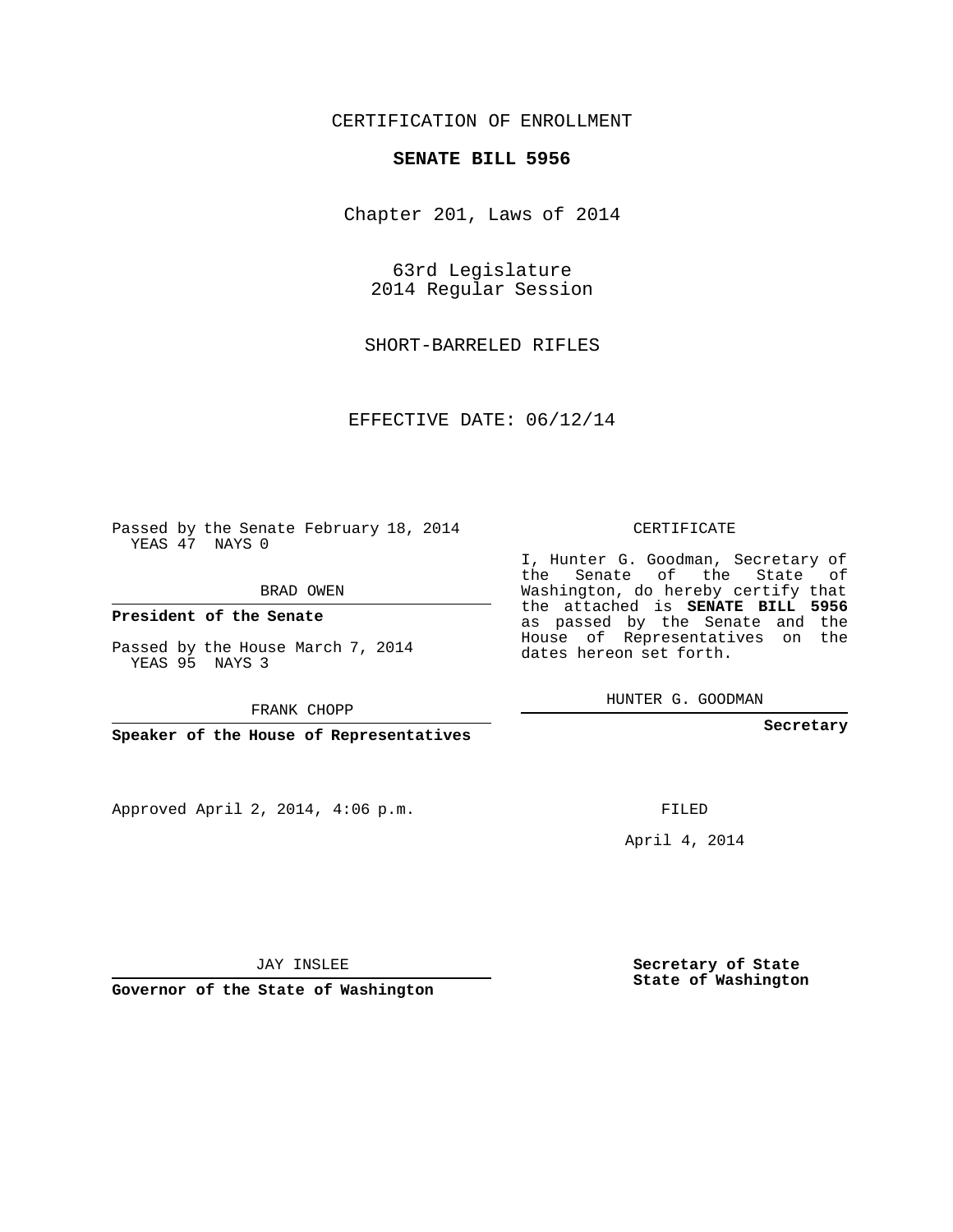CERTIFICATION OF ENROLLMENT

**SENATE BILL 5956**

Chapter 201, Laws of 2014

63rd Legislature
2014 Regular Session

SHORT-BARRELED RIFLES

EFFECTIVE DATE: 06/12/14

Passed by the Senate February 18, 2014
YEAS 47 NAYS 0

BRAD OWEN

**President of the Senate**

Passed by the House March 7, 2014
YEAS 95 NAYS 3

FRANK CHOPP

**Speaker of the House of Representatives**

Approved April 2, 2014, 4:06 p.m.

JAY INSLEE

**Governor of the State of Washington**

CERTIFICATE

I, Hunter G. Goodman, Secretary of the Senate of the State of Washington, do hereby certify that the attached is **SENATE BILL 5956** as passed by the Senate and the House of Representatives on the dates hereon set forth.

HUNTER G. GOODMAN

**Secretary**

FILED

April 4, 2014

**Secretary of State**
**State of Washington**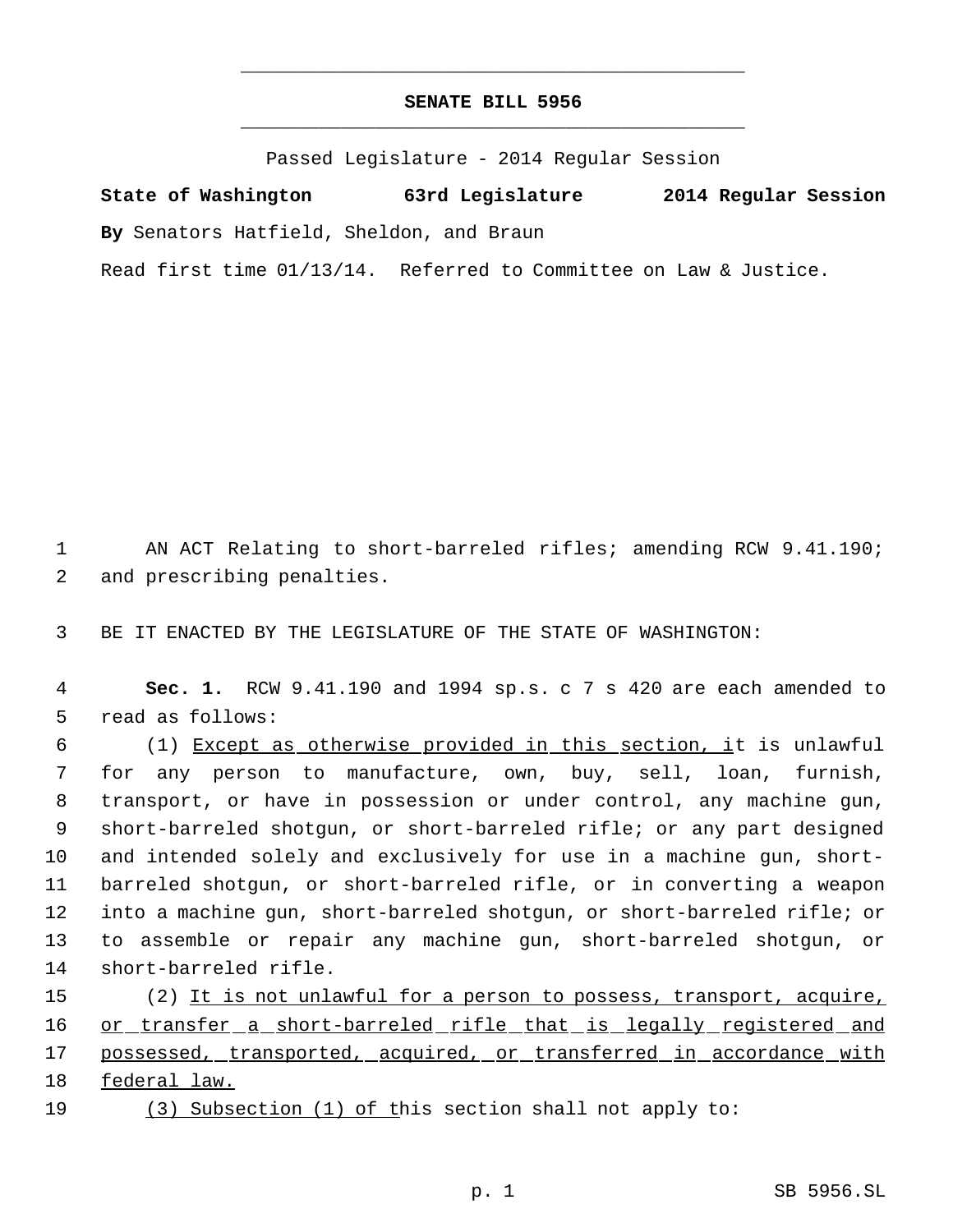# SENATE BILL 5956

Passed Legislature - 2014 Regular Session

**State of Washington 63rd Legislature 2014 Regular Session**

**By** Senators Hatfield, Sheldon, and Braun

Read first time 01/13/14. Referred to Committee on Law & Justice.

1 AN ACT Relating to short-barreled rifles; amending RCW 9.41.190;
2 and prescribing penalties.

3 BE IT ENACTED BY THE LEGISLATURE OF THE STATE OF WASHINGTON:

4 **Sec. 1.** RCW 9.41.190 and 1994 sp.s. c 7 s 420 are each amended to
5 read as follows:

6 (1) <u>Except as otherwise provided in this section, i</u>t is unlawful
7 for any person to manufacture, own, buy, sell, loan, furnish,
8 transport, or have in possession or under control, any machine gun,
9 short-barreled shotgun, or short-barreled rifle; or any part designed
10 and intended solely and exclusively for use in a machine gun, short-
11 barreled shotgun, or short-barreled rifle, or in converting a weapon
12 into a machine gun, short-barreled shotgun, or short-barreled rifle; or
13 to assemble or repair any machine gun, short-barreled shotgun, or
14 short-barreled rifle.

15 (2) <u>It is not unlawful for a person to possess, transport, acquire,</u>
16 <u>or transfer a short-barreled rifle that is legally registered and</u>
17 <u>possessed, transported, acquired, or transferred in accordance with</u>
18 <u>federal law.</u>

19 <u>(3) Subsection (1) of t</u>his section shall not apply to: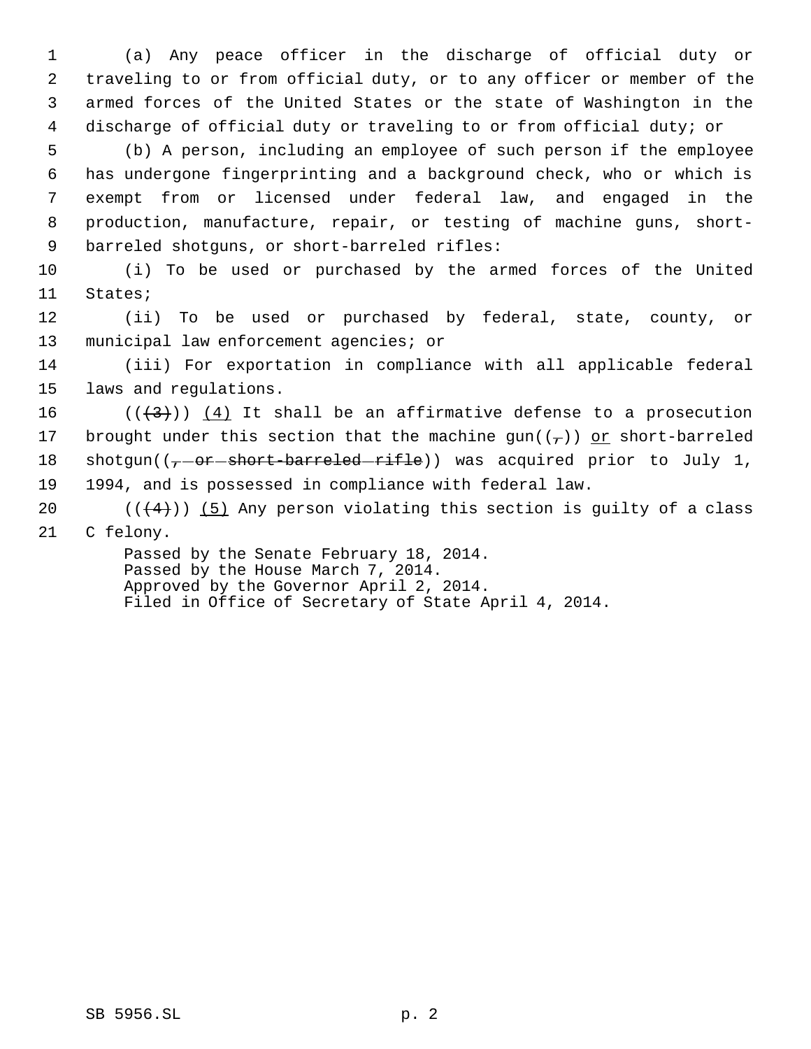(a) Any peace officer in the discharge of official duty or traveling to or from official duty, or to any officer or member of the armed forces of the United States or the state of Washington in the discharge of official duty or traveling to or from official duty; or

(b) A person, including an employee of such person if the employee has undergone fingerprinting and a background check, who or which is exempt from or licensed under federal law, and engaged in the production, manufacture, repair, or testing of machine guns, short-barreled shotguns, or short-barreled rifles:

(i) To be used or purchased by the armed forces of the United States;

(ii) To be used or purchased by federal, state, county, or municipal law enforcement agencies; or

(iii) For exportation in compliance with all applicable federal laws and regulations.

((~~(3)~~)) <u>(4)</u> It shall be an affirmative defense to a prosecution brought under this section that the machine gun((~~,~~)) <u>or</u> short-barreled shotgun((~~, or short-barreled rifle~~)) was acquired prior to July 1, 1994, and is possessed in compliance with federal law.

((~~(4)~~)) <u>(5)</u> Any person violating this section is guilty of a class C felony.

Passed by the Senate February 18, 2014.
Passed by the House March 7, 2014.
Approved by the Governor April 2, 2014.
Filed in Office of Secretary of State April 4, 2014.